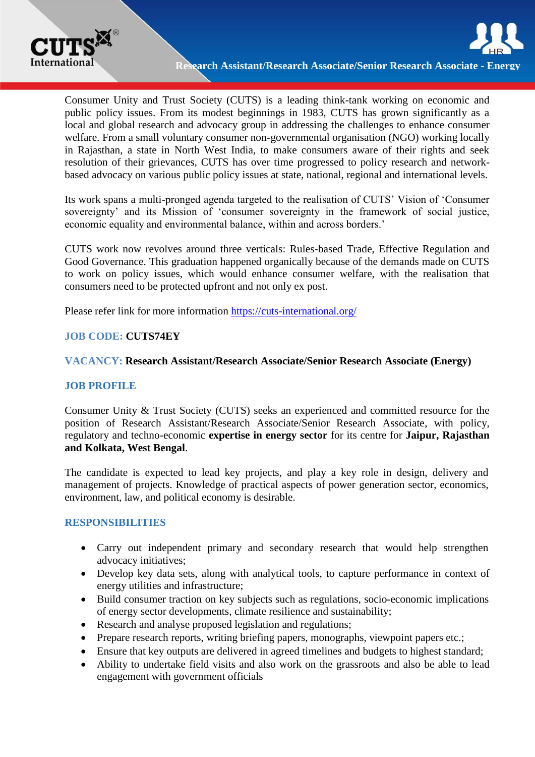# Research Assistant/Research Associate/Senior Research Associate - Energy

Consumer Unity and Trust Society (CUTS) is a leading think-tank working on economic and public policy issues. From its modest beginnings in 1983, CUTS has grown significantly as a local and global research and advocacy group in addressing the challenges to enhance consumer welfare. From a small voluntary consumer non-governmental organisation (NGO) working locally in Rajasthan, a state in North West India, to make consumers aware of their rights and seek resolution of their grievances, CUTS has over time progressed to policy research and network-based advocacy on various public policy issues at state, national, regional and international levels.

Its work spans a multi-pronged agenda targeted to the realisation of CUTS' Vision of 'Consumer sovereignty' and its Mission of 'consumer sovereignty in the framework of social justice, economic equality and environmental balance, within and across borders.'

CUTS work now revolves around three verticals: Rules-based Trade, Effective Regulation and Good Governance. This graduation happened organically because of the demands made on CUTS to work on policy issues, which would enhance consumer welfare, with the realisation that consumers need to be protected upfront and not only ex post.

Please refer link for more information https://cuts-international.org/

**JOB CODE:** **CUTS74EY**

**VACANCY:** **Research Assistant/Research Associate/Senior Research Associate (Energy)**

## JOB PROFILE

Consumer Unity & Trust Society (CUTS) seeks an experienced and committed resource for the position of Research Assistant/Research Associate/Senior Research Associate, with policy, regulatory and techno-economic **expertise in energy sector** for its centre for **Jaipur, Rajasthan and Kolkata, West Bengal**.

The candidate is expected to lead key projects, and play a key role in design, delivery and management of projects. Knowledge of practical aspects of power generation sector, economics, environment, law, and political economy is desirable.

## RESPONSIBILITIES

- Carry out independent primary and secondary research that would help strengthen advocacy initiatives;
- Develop key data sets, along with analytical tools, to capture performance in context of energy utilities and infrastructure;
- Build consumer traction on key subjects such as regulations, socio-economic implications of energy sector developments, climate resilience and sustainability;
- Research and analyse proposed legislation and regulations;
- Prepare research reports, writing briefing papers, monographs, viewpoint papers etc.;
- Ensure that key outputs are delivered in agreed timelines and budgets to highest standard;
- Ability to undertake field visits and also work on the grassroots and also be able to lead engagement with government officials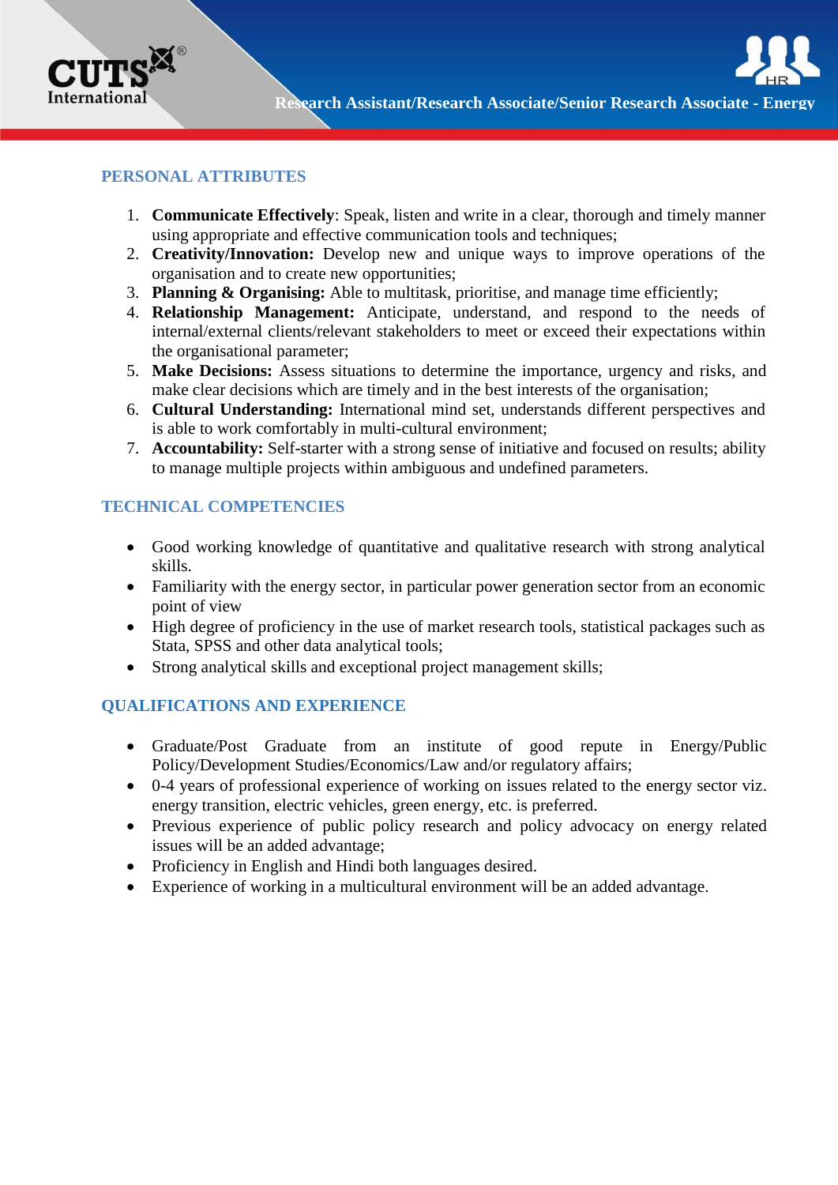## PERSONAL ATTRIBUTES

1. **Communicate Effectively**: Speak, listen and write in a clear, thorough and timely manner using appropriate and effective communication tools and techniques;
2. **Creativity/Innovation:** Develop new and unique ways to improve operations of the organisation and to create new opportunities;
3. **Planning & Organising:** Able to multitask, prioritise, and manage time efficiently;
4. **Relationship Management:** Anticipate, understand, and respond to the needs of internal/external clients/relevant stakeholders to meet or exceed their expectations within the organisational parameter;
5. **Make Decisions:** Assess situations to determine the importance, urgency and risks, and make clear decisions which are timely and in the best interests of the organisation;
6. **Cultural Understanding:** International mind set, understands different perspectives and is able to work comfortably in multi-cultural environment;
7. **Accountability:** Self-starter with a strong sense of initiative and focused on results; ability to manage multiple projects within ambiguous and undefined parameters.

## TECHNICAL COMPETENCIES

- Good working knowledge of quantitative and qualitative research with strong analytical skills.
- Familiarity with the energy sector, in particular power generation sector from an economic point of view
- High degree of proficiency in the use of market research tools, statistical packages such as Stata, SPSS and other data analytical tools;
- Strong analytical skills and exceptional project management skills;

## QUALIFICATIONS AND EXPERIENCE

- Graduate/Post Graduate from an institute of good repute in Energy/Public Policy/Development Studies/Economics/Law and/or regulatory affairs;
- 0-4 years of professional experience of working on issues related to the energy sector viz. energy transition, electric vehicles, green energy, etc. is preferred.
- Previous experience of public policy research and policy advocacy on energy related issues will be an added advantage;
- Proficiency in English and Hindi both languages desired.
- Experience of working in a multicultural environment will be an added advantage.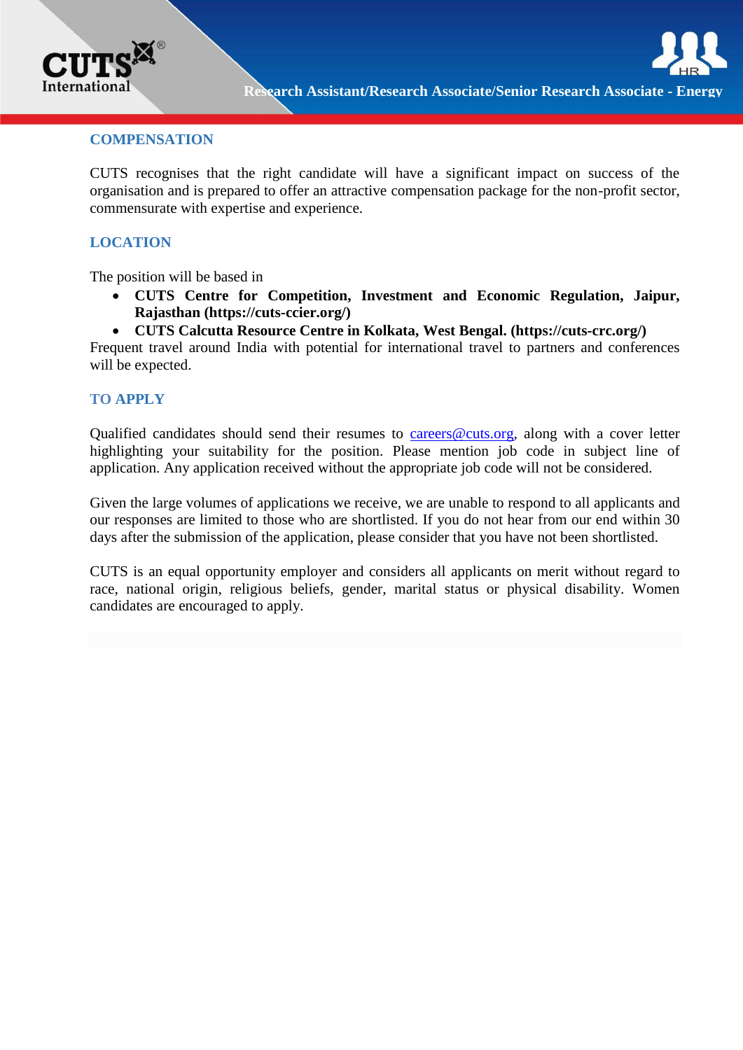## COMPENSATION

CUTS recognises that the right candidate will have a significant impact on success of the organisation and is prepared to offer an attractive compensation package for the non-profit sector, commensurate with expertise and experience.

## LOCATION

The position will be based in

- **CUTS Centre for Competition, Investment and Economic Regulation, Jaipur, Rajasthan (https://cuts-ccier.org/)**
- **CUTS Calcutta Resource Centre in Kolkata, West Bengal. (https://cuts-crc.org/)**

Frequent travel around India with potential for international travel to partners and conferences will be expected.

## TO APPLY

Qualified candidates should send their resumes to careers@cuts.org, along with a cover letter highlighting your suitability for the position. Please mention job code in subject line of application. Any application received without the appropriate job code will not be considered.

Given the large volumes of applications we receive, we are unable to respond to all applicants and our responses are limited to those who are shortlisted. If you do not hear from our end within 30 days after the submission of the application, please consider that you have not been shortlisted.

CUTS is an equal opportunity employer and considers all applicants on merit without regard to race, national origin, religious beliefs, gender, marital status or physical disability. Women candidates are encouraged to apply.